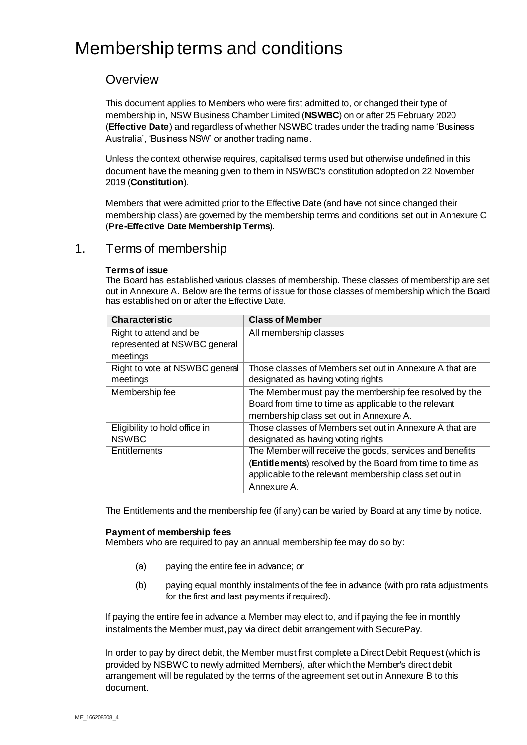# Membership terms and conditions

## Overview

This document applies to Members who were first admitted to, or changed their type of membership in, NSW Business Chamber Limited (**NSWBC**) on or after 25 February 2020 (**Effective Date**) and regardless of whether NSWBC trades under the trading name 'Business Australia', 'Business NSW' or another trading name.

Unless the context otherwise requires, capitalised terms used but otherwise undefined in this document have the meaning given to them in NSWBC's constitution adopted on 22 November 2019 (**Constitution**).

Members that were admitted prior to the Effective Date (and have not since changed their membership class) are governed by the membership terms and conditions set out in Annexure C (**Pre-Effective Date Membership Terms**).

## 1. Terms of membership

**Terms of issue**

The Board has established various classes of membership. These classes of membership are set out in Annexure A. Below are the terms of issue for those classes of membership which the Board has established on or after the Effective Date.

| Characteristic | Class of Member |
|---|---|
| Right to attend and be represented at NSWBC general meetings | All membership classes |
| Right to vote at NSWBC general meetings | Those classes of Members set out in Annexure A that are designated as having voting rights |
| Membership fee | The Member must pay the membership fee resolved by the Board from time to time as applicable to the relevant membership class set out in Annexure A. |
| Eligibility to hold office in NSWBC | Those classes of Members set out in Annexure A that are designated as having voting rights |
| Entitlements | The Member will receive the goods, services and benefits (**Entitlements**) resolved by the Board from time to time as applicable to the relevant membership class set out in Annexure A. |

The Entitlements and the membership fee (if any) can be varied by Board at any time by notice.

**Payment of membership fees**

Members who are required to pay an annual membership fee may do so by:

(a) paying the entire fee in advance; or

(b) paying equal monthly instalments of the fee in advance (with pro rata adjustments for the first and last payments if required).

If paying the entire fee in advance a Member may elect to, and if paying the fee in monthly instalments the Member must, pay via direct debit arrangement with SecurePay.

In order to pay by direct debit, the Member must first complete a Direct Debit Request (which is provided by NSBWC to newly admitted Members), after which the Member's direct debit arrangement will be regulated by the terms of the agreement set out in Annexure B to this document.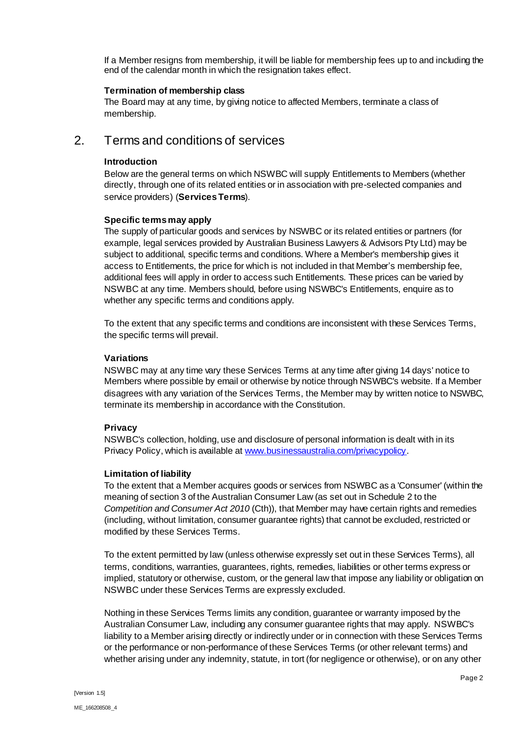If a Member resigns from membership, it will be liable for membership fees up to and including the end of the calendar month in which the resignation takes effect.

**Termination of membership class**

The Board may at any time, by giving notice to affected Members, terminate a class of membership.

## 2. Terms and conditions of services

**Introduction**

Below are the general terms on which NSWBC will supply Entitlements to Members (whether directly, through one of its related entities or in association with pre-selected companies and service providers) (**Services Terms**).

**Specific terms may apply**

The supply of particular goods and services by NSWBC or its related entities or partners (for example, legal services provided by Australian Business Lawyers & Advisors Pty Ltd) may be subject to additional, specific terms and conditions. Where a Member's membership gives it access to Entitlements, the price for which is not included in that Member's membership fee, additional fees will apply in order to access such Entitlements. These prices can be varied by NSWBC at any time. Members should, before using NSWBC's Entitlements, enquire as to whether any specific terms and conditions apply.

To the extent that any specific terms and conditions are inconsistent with these Services Terms, the specific terms will prevail.

**Variations**

NSWBC may at any time vary these Services Terms at any time after giving 14 days' notice to Members where possible by email or otherwise by notice through NSWBC's website. If a Member disagrees with any variation of the Services Terms, the Member may by written notice to NSWBC, terminate its membership in accordance with the Constitution.

**Privacy**

NSWBC's collection, holding, use and disclosure of personal information is dealt with in its Privacy Policy, which is available at [www.businessaustralia.com/privacypolicy](www.businessaustralia.com/privacypolicy).

**Limitation of liability**

To the extent that a Member acquires goods or services from NSWBC as a 'Consumer' (within the meaning of section 3 of the Australian Consumer Law (as set out in Schedule 2 to the *Competition and Consumer Act 2010* (Cth)), that Member may have certain rights and remedies (including, without limitation, consumer guarantee rights) that cannot be excluded, restricted or modified by these Services Terms.

To the extent permitted by law (unless otherwise expressly set out in these Services Terms), all terms, conditions, warranties, guarantees, rights, remedies, liabilities or other terms express or implied, statutory or otherwise, custom, or the general law that impose any liability or obligation on NSWBC under these Services Terms are expressly excluded.

Nothing in these Services Terms limits any condition, guarantee or warranty imposed by the Australian Consumer Law, including any consumer guarantee rights that may apply. NSWBC's liability to a Member arising directly or indirectly under or in connection with these Services Terms or the performance or non-performance of these Services Terms (or other relevant terms) and whether arising under any indemnity, statute, in tort (for negligence or otherwise), or on any other

[Version 1.5]

ME_166208508_4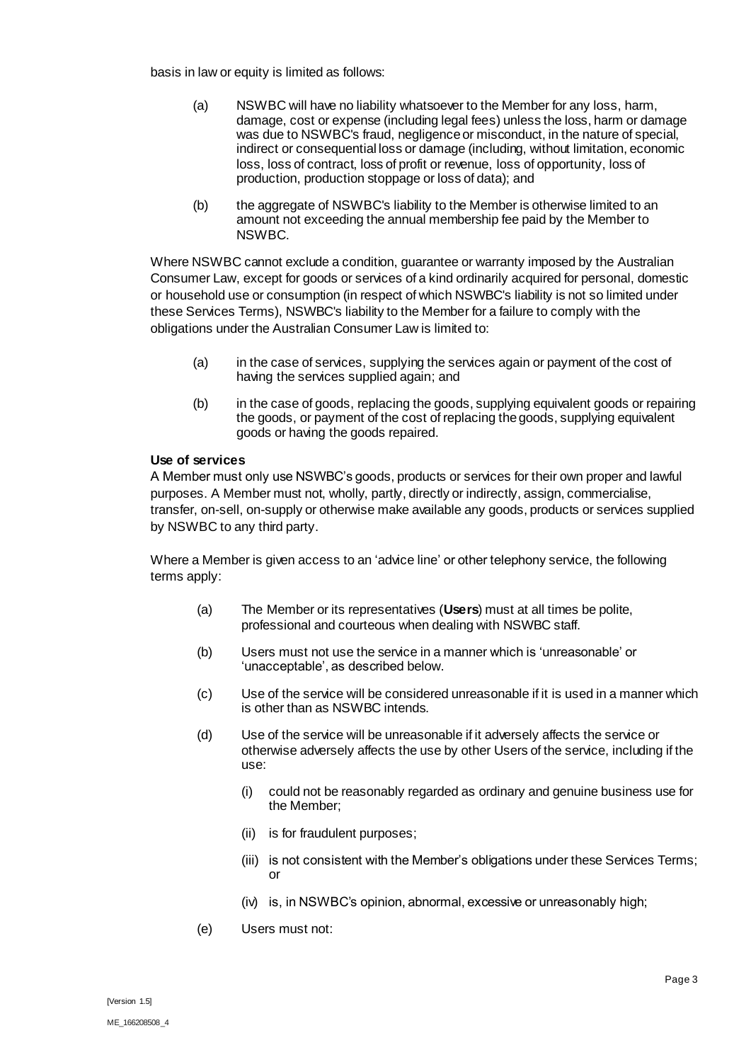basis in law or equity is limited as follows:

(a) NSWBC will have no liability whatsoever to the Member for any loss, harm, damage, cost or expense (including legal fees) unless the loss, harm or damage was due to NSWBC's fraud, negligence or misconduct, in the nature of special, indirect or consequential loss or damage (including, without limitation, economic loss, loss of contract, loss of profit or revenue, loss of opportunity, loss of production, production stoppage or loss of data); and

(b) the aggregate of NSWBC's liability to the Member is otherwise limited to an amount not exceeding the annual membership fee paid by the Member to NSWBC.

Where NSWBC cannot exclude a condition, guarantee or warranty imposed by the Australian Consumer Law, except for goods or services of a kind ordinarily acquired for personal, domestic or household use or consumption (in respect of which NSWBC's liability is not so limited under these Services Terms), NSWBC's liability to the Member for a failure to comply with the obligations under the Australian Consumer Law is limited to:

(a) in the case of services, supplying the services again or payment of the cost of having the services supplied again; and

(b) in the case of goods, replacing the goods, supplying equivalent goods or repairing the goods, or payment of the cost of replacing the goods, supplying equivalent goods or having the goods repaired.

**Use of services**

A Member must only use NSWBC's goods, products or services for their own proper and lawful purposes. A Member must not, wholly, partly, directly or indirectly, assign, commercialise, transfer, on-sell, on-supply or otherwise make available any goods, products or services supplied by NSWBC to any third party.

Where a Member is given access to an 'advice line' or other telephony service, the following terms apply:

(a) The Member or its representatives (**Users**) must at all times be polite, professional and courteous when dealing with NSWBC staff.

(b) Users must not use the service in a manner which is 'unreasonable' or 'unacceptable', as described below.

(c) Use of the service will be considered unreasonable if it is used in a manner which is other than as NSWBC intends.

(d) Use of the service will be unreasonable if it adversely affects the service or otherwise adversely affects the use by other Users of the service, including if the use:

   (i) could not be reasonably regarded as ordinary and genuine business use for the Member;

   (ii) is for fraudulent purposes;

   (iii) is not consistent with the Member's obligations under these Services Terms; or

   (iv) is, in NSWBC's opinion, abnormal, excessive or unreasonably high;

(e) Users must not: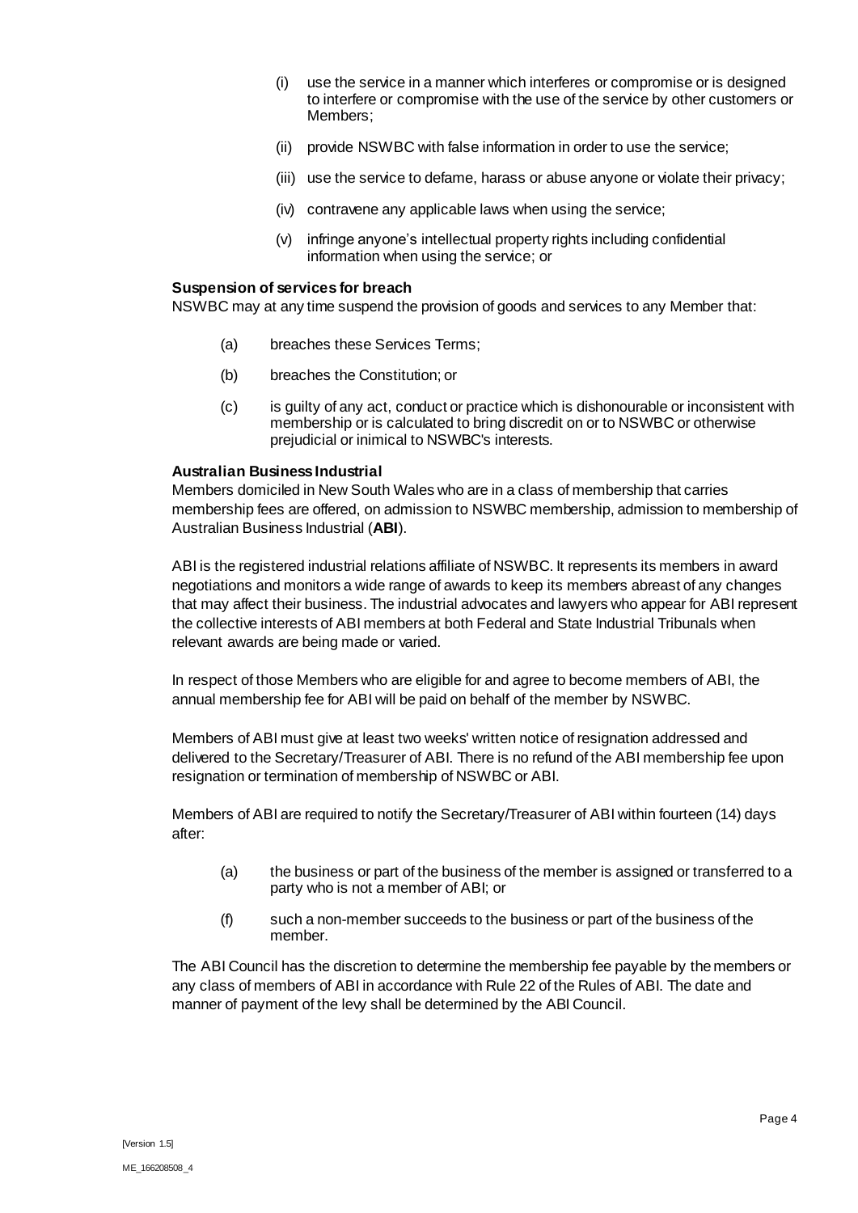(i) use the service in a manner which interferes or compromise or is designed to interfere or compromise with the use of the service by other customers or Members;

(ii) provide NSWBC with false information in order to use the service;

(iii) use the service to defame, harass or abuse anyone or violate their privacy;

(iv) contravene any applicable laws when using the service;

(v) infringe anyone's intellectual property rights including confidential information when using the service; or

**Suspension of services for breach**

NSWBC may at any time suspend the provision of goods and services to any Member that:

(a) breaches these Services Terms;

(b) breaches the Constitution; or

(c) is guilty of any act, conduct or practice which is dishonourable or inconsistent with membership or is calculated to bring discredit on or to NSWBC or otherwise prejudicial or inimical to NSWBC's interests.

**Australian Business Industrial**

Members domiciled in New South Wales who are in a class of membership that carries membership fees are offered, on admission to NSWBC membership, admission to membership of Australian Business Industrial (**ABI**).

ABI is the registered industrial relations affiliate of NSWBC. It represents its members in award negotiations and monitors a wide range of awards to keep its members abreast of any changes that may affect their business. The industrial advocates and lawyers who appear for ABI represent the collective interests of ABI members at both Federal and State Industrial Tribunals when relevant awards are being made or varied.

In respect of those Members who are eligible for and agree to become members of ABI, the annual membership fee for ABI will be paid on behalf of the member by NSWBC.

Members of ABI must give at least two weeks' written notice of resignation addressed and delivered to the Secretary/Treasurer of ABI. There is no refund of the ABI membership fee upon resignation or termination of membership of NSWBC or ABI.

Members of ABI are required to notify the Secretary/Treasurer of ABI within fourteen (14) days after:

(a) the business or part of the business of the member is assigned or transferred to a party who is not a member of ABI; or

(f) such a non-member succeeds to the business or part of the business of the member.

The ABI Council has the discretion to determine the membership fee payable by the members or any class of members of ABI in accordance with Rule 22 of the Rules of ABI. The date and manner of payment of the levy shall be determined by the ABI Council.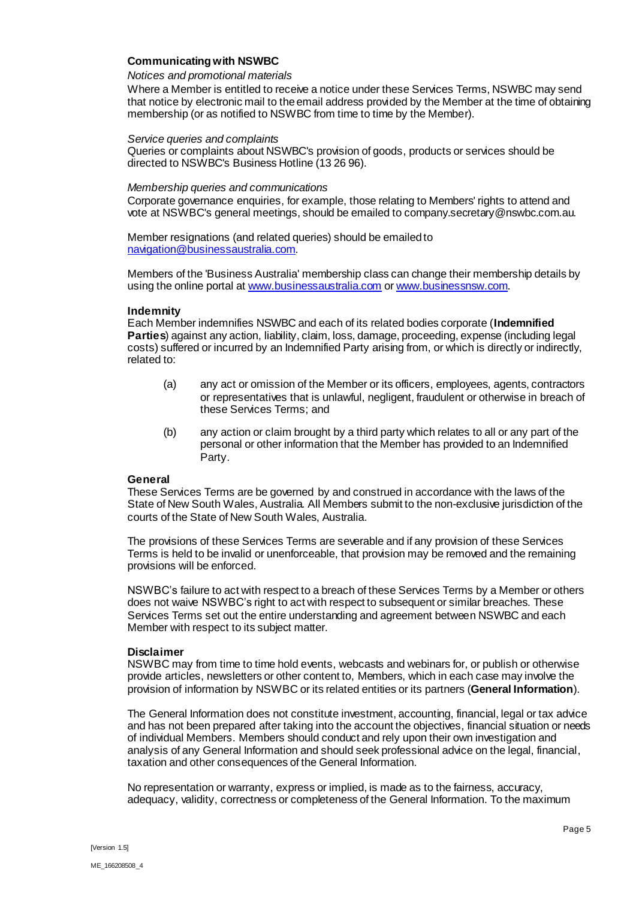**Communicating with NSWBC**

*Notices and promotional materials*

Where a Member is entitled to receive a notice under these Services Terms, NSWBC may send that notice by electronic mail to the email address provided by the Member at the time of obtaining membership (or as notified to NSWBC from time to time by the Member).

*Service queries and complaints*

Queries or complaints about NSWBC's provision of goods, products or services should be directed to NSWBC's Business Hotline (13 26 96).

*Membership queries and communications*

Corporate governance enquiries, for example, those relating to Members' rights to attend and vote at NSWBC's general meetings, should be emailed to company.secretary@nswbc.com.au.

Member resignations (and related queries) should be emailed to navigation@businessaustralia.com.

Members of the 'Business Australia' membership class can change their membership details by using the online portal at www.businessaustralia.com or www.businessnsw.com.

**Indemnity**

Each Member indemnifies NSWBC and each of its related bodies corporate (**Indemnified Parties**) against any action, liability, claim, loss, damage, proceeding, expense (including legal costs) suffered or incurred by an Indemnified Party arising from, or which is directly or indirectly, related to:

(a) any act or omission of the Member or its officers, employees, agents, contractors or representatives that is unlawful, negligent, fraudulent or otherwise in breach of these Services Terms; and

(b) any action or claim brought by a third party which relates to all or any part of the personal or other information that the Member has provided to an Indemnified Party.

**General**

These Services Terms are be governed by and construed in accordance with the laws of the State of New South Wales, Australia. All Members submit to the non-exclusive jurisdiction of the courts of the State of New South Wales, Australia.

The provisions of these Services Terms are severable and if any provision of these Services Terms is held to be invalid or unenforceable, that provision may be removed and the remaining provisions will be enforced.

NSWBC's failure to act with respect to a breach of these Services Terms by a Member or others does not waive NSWBC's right to act with respect to subsequent or similar breaches. These Services Terms set out the entire understanding and agreement between NSWBC and each Member with respect to its subject matter.

**Disclaimer**

NSWBC may from time to time hold events, webcasts and webinars for, or publish or otherwise provide articles, newsletters or other content to, Members, which in each case may involve the provision of information by NSWBC or its related entities or its partners (**General Information**).

The General Information does not constitute investment, accounting, financial, legal or tax advice and has not been prepared after taking into the account the objectives, financial situation or needs of individual Members. Members should conduct and rely upon their own investigation and analysis of any General Information and should seek professional advice on the legal, financial, taxation and other consequences of the General Information.

No representation or warranty, express or implied, is made as to the fairness, accuracy, adequacy, validity, correctness or completeness of the General Information. To the maximum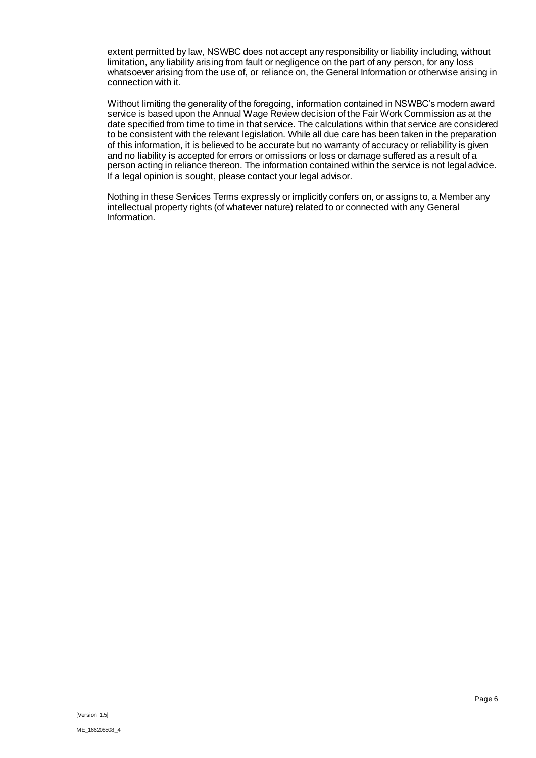extent permitted by law, NSWBC does not accept any responsibility or liability including, without limitation, any liability arising from fault or negligence on the part of any person, for any loss whatsoever arising from the use of, or reliance on, the General Information or otherwise arising in connection with it.

Without limiting the generality of the foregoing, information contained in NSWBC's modern award service is based upon the Annual Wage Review decision of the Fair Work Commission as at the date specified from time to time in that service. The calculations within that service are considered to be consistent with the relevant legislation. While all due care has been taken in the preparation of this information, it is believed to be accurate but no warranty of accuracy or reliability is given and no liability is accepted for errors or omissions or loss or damage suffered as a result of a person acting in reliance thereon. The information contained within the service is not legal advice. If a legal opinion is sought, please contact your legal advisor.

Nothing in these Services Terms expressly or implicitly confers on, or assigns to, a Member any intellectual property rights (of whatever nature) related to or connected with any General Information.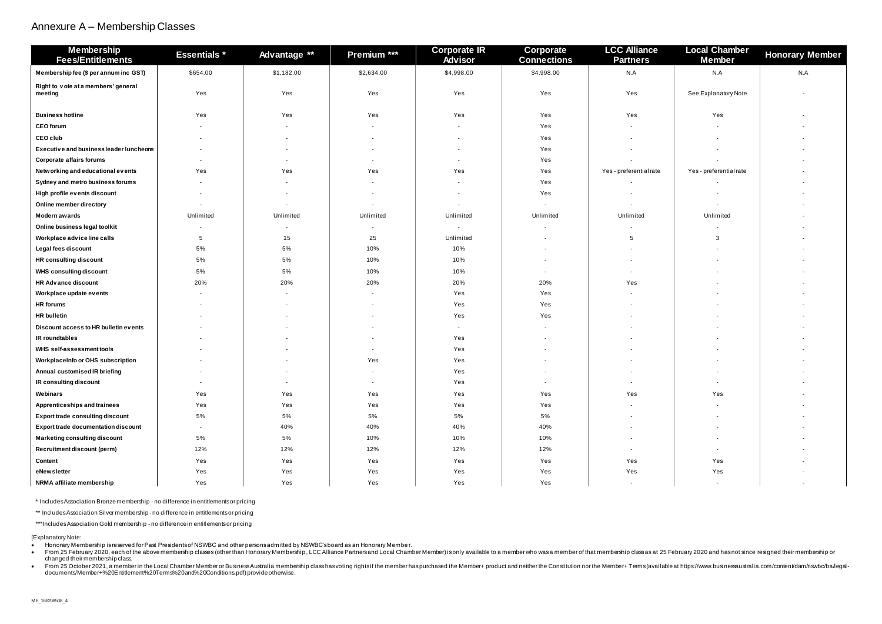# Annexure A – Membership Classes

| Membership Fees/Entitlements | Essentials * | Advantage ** | Premium *** | Corporate IR Advisor | Corporate Connections | LCC Alliance Partners | Local Chamber Member | Honorary Member |
|---|---|---|---|---|---|---|---|---|
| Membership fee ($ per annum inc GST) | $654.00 | $1,182.00 | $2,634.00 | $4,998.00 | $4,998.00 | N.A | N.A | N.A |
| Right to vote at a members' general meeting | Yes | Yes | Yes | Yes | Yes | Yes | See Explanatory Note | - |
| Business hotline | Yes | Yes | Yes | Yes | Yes | Yes | Yes | - |
| CEO forum | - | - | - | - | Yes | - | - | - |
| CEO club | - | - | - | - | Yes | - | - | - |
| Executive and business leader luncheons | - | - | - | - | Yes | - | - | - |
| Corporate affairs forums | - | - | - | - | Yes | - | - | - |
| Networking and educational events | Yes | Yes | Yes | Yes | Yes | Yes - preferential rate | Yes - preferential rate | - |
| Sydney and metro business forums | - | - | - | - | Yes | - | - | - |
| High profile events discount | - | - | - | - | Yes | - | - | - |
| Online member directory | - | - | - | - | - | - | - | - |
| Modern awards | Unlimited | Unlimited | Unlimited | Unlimited | Unlimited | Unlimited | Unlimited | - |
| Online business legal toolkit | - | - | - | - | - | - | - | - |
| Workplace advice line calls | 5 | 15 | 25 | Unlimited | - | 5 | 3 | - |
| Legal fees discount | 5% | 5% | 10% | 10% | - | - | - | - |
| HR consulting discount | 5% | 5% | 10% | 10% | - | - | - | - |
| WHS consulting discount | 5% | 5% | 10% | 10% | - | - | - | - |
| HR Advance discount | 20% | 20% | 20% | 20% | 20% | Yes | - | - |
| Workplace update events | - | - | - | Yes | Yes | - | - | - |
| HR forums | - | - | - | Yes | Yes | - | - | - |
| HR bulletin | - | - | - | Yes | Yes | - | - | - |
| Discount access to HR bulletin events | - | - | - | - | - | - | - | - |
| IR roundtables | - | - | - | Yes | - | - | - | - |
| WHS self-assessment tools | - | - | - | Yes | - | - | - | - |
| WorkplaceInfo or OHS subscription | - | - | Yes | Yes | - | - | - | - |
| Annual customised IR briefing | - | - | - | Yes | - | - | - | - |
| IR consulting discount | - | - | - | Yes | - | - | - | - |
| Webinars | Yes | Yes | Yes | Yes | Yes | Yes | Yes | - |
| Apprenticeships and trainees | Yes | Yes | Yes | Yes | Yes | - | - | - |
| Export trade consulting discount | 5% | 5% | 5% | 5% | 5% | - | - | - |
| Export trade documentation discount | - | 40% | 40% | 40% | 40% | - | - | - |
| Marketing consulting discount | 5% | 5% | 10% | 10% | 10% | - | - | - |
| Recruitment discount (perm) | 12% | 12% | 12% | 12% | 12% | - | - | - |
| Content | Yes | Yes | Yes | Yes | Yes | Yes | Yes | - |
| eNewsletter | Yes | Yes | Yes | Yes | Yes | Yes | Yes | - |
| NRMA affiliate membership | Yes | Yes | Yes | Yes | Yes | - | - | - |

\* Includes Association Bronze membership - no difference in entitlements or pricing

\** Includes Association Silver membership - no difference in entitlements or pricing

\*** Includes Association Gold membership - no difference in entitlements or pricing

[Explanatory Note:

- Honorary Membership is reserved for Past Presidents of NSWBC and other persons admitted by NSWBC's board as an Honorary Member.
- From 25 February 2020, each of the above membership classes (other than Honorary Membership, LCC Alliance Partners and Local Chamber Member) is only available to a member who was a member of that membership class as at 25 February 2020 and has not since resigned their membership or changed their membership class.
- From 25 October 2021, a member in the Local Chamber Member or Business Australia membership class has voting rights if the member has purchased the Member+ product and neither the Constitution nor the Member+ Terms (available at https://www.businessaustralia.com/content/dam/nswbc/ba/legal-documents/Member+%20Entitlement%20Terms%20and%20Conditions.pdf) provide otherwise.

ME_166208508_4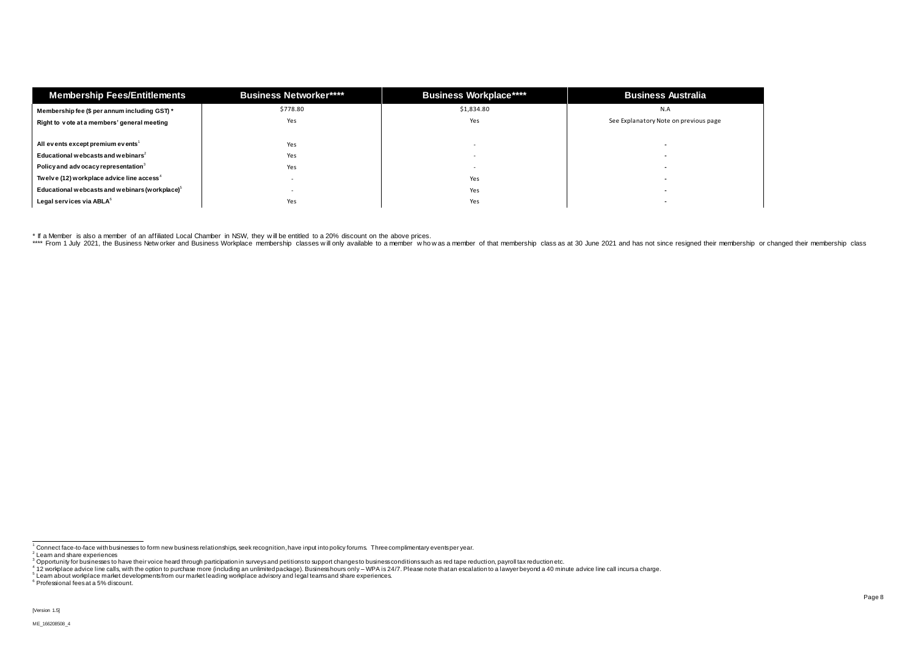| Membership Fees/Entitlements | Business Networker**** | Business Workplace**** | Business Australia |
|---|---|---|---|
| Membership fee ($ per annum including GST) * | $778.80 | $1,834.80 | N.A |
| Right to vote at a members' general meeting | Yes | Yes | See Explanatory Note on previous page |
| All events except premium events[1] | Yes | - | - |
| Educational webcasts and webinars[2] | Yes | - | - |
| Policy and advocacy representation[3] | Yes | - | - |
| Twelve (12) workplace advice line access[4] | - | Yes | - |
| Educational webcasts and webinars (workplace)[5] | - | Yes | - |
| Legal services via ABLA[6] | Yes | Yes | - |

* If a Member is also a member of an affiliated Local Chamber in NSW, they will be entitled to a 20% discount on the above prices.

**** From 1 July 2021, the Business Networker and Business Workplace membership classes will only available to a member who was a member of that membership class as at 30 June 2021 and has not since resigned their membership or changed their membership class

[1] Connect face-to-face with businesses to form new business relationships, seek recognition, have input into policy forums. Three complimentary events per year.

[2] Learn and share experiences

[3] Opportunity for businesses to have their voice heard through participation in surveys and petitions to support changes to business conditions such as red tape reduction, payroll tax reduction etc.

[4] 12 workplace advice line calls, with the option to purchase more (including an unlimited package). Business hours only – WPA is 24/7. Please note that an escalation to a lawyer beyond a 40 minute advice line call incurs a charge.

[5] Learn about workplace market developments from our market leading workplace advisory and legal teams and share experiences.

[6] Professional fees at a 5% discount.

[Version 1.5]

ME_166208508_4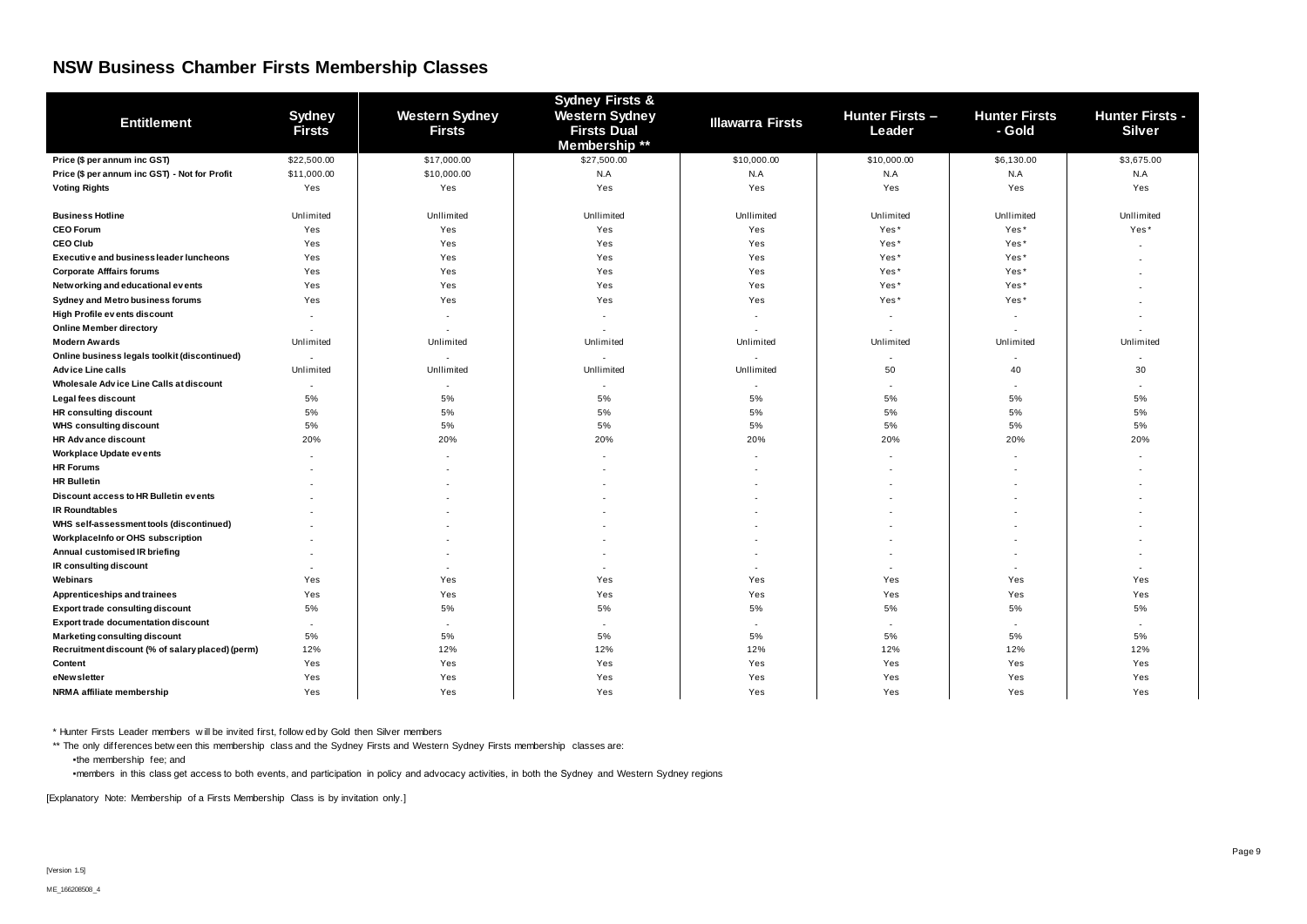## NSW Business Chamber Firsts Membership Classes

| Entitlement | Sydney Firsts | Western Sydney Firsts | Sydney Firsts & Western Sydney Firsts Dual Membership ** | Illawarra Firsts | Hunter Firsts – Leader | Hunter Firsts - Gold | Hunter Firsts - Silver |
|---|---|---|---|---|---|---|---|
| Price ($ per annum inc GST) | $22,500.00 | $17,000.00 | $27,500.00 | $10,000.00 | $10,000.00 | $6,130.00 | $3,675.00 |
| Price ($ per annum inc GST) - Not for Profit | $11,000.00 | $10,000.00 | N.A | N.A | N.A | N.A | N.A |
| Voting Rights | Yes | Yes | Yes | Yes | Yes | Yes | Yes |
| Business Hotline | Unlimited | Unllimited | Unllimited | Unllimited | Unlimited | Unllimited | Unllimited |
| CEO Forum | Yes | Yes | Yes | Yes | Yes* | Yes* | Yes* |
| CEO Club | Yes | Yes | Yes | Yes | Yes* | Yes* | - |
| Executive and business leader luncheons | Yes | Yes | Yes | Yes | Yes* | Yes* | - |
| Corporate Afffairs forums | Yes | Yes | Yes | Yes | Yes* | Yes* | - |
| Networking and educational events | Yes | Yes | Yes | Yes | Yes* | Yes* | - |
| Sydney and Metro business forums | Yes | Yes | Yes | Yes | Yes* | Yes* | - |
| High Profile events discount | - | - | - | - | - | - | - |
| Online Member directory | - | - | - | - | - | - | - |
| Modern Awards | Unlimited | Unlimited | Unlimited | Unlimited | Unlimited | Unlimited | Unlimited |
| Online business legals toolkit (discontinued) | - | - | - | - | - | - | - |
| Advice Line calls | Unlimited | Unllimited | Unllimited | Unllimited | 50 | 40 | 30 |
| Wholesale Advice Line Calls at discount | - | - | - | - | - | - | - |
| Legal fees discount | 5% | 5% | 5% | 5% | 5% | 5% | 5% |
| HR consulting discount | 5% | 5% | 5% | 5% | 5% | 5% | 5% |
| WHS consulting discount | 5% | 5% | 5% | 5% | 5% | 5% | 5% |
| HR Advance discount | 20% | 20% | 20% | 20% | 20% | 20% | 20% |
| Workplace Update events | - | - | - | - | - | - | - |
| HR Forums | - | - | - | - | - | - | - |
| HR Bulletin | - | - | - | - | - | - | - |
| Discount access to HR Bulletin events | - | - | - | - | - | - | - |
| IR Roundtables | - | - | - | - | - | - | - |
| WHS self-assessment tools (discontinued) | - | - | - | - | - | - | - |
| WorkplaceInfo or OHS subscription | - | - | - | - | - | - | - |
| Annual customised IR briefing | - | - | - | - | - | - | - |
| IR consulting discount | - | - | - | - | - | - | - |
| Webinars | Yes | Yes | Yes | Yes | Yes | Yes | Yes |
| Apprenticeships and trainees | Yes | Yes | Yes | Yes | Yes | Yes | Yes |
| Export trade consulting discount | 5% | 5% | 5% | 5% | 5% | 5% | 5% |
| Export trade documentation discount | - | - | - | - | - | - | - |
| Marketing consulting discount | 5% | 5% | 5% | 5% | 5% | 5% | 5% |
| Recruitment discount (% of salary placed) (perm) | 12% | 12% | 12% | 12% | 12% | 12% | 12% |
| Content | Yes | Yes | Yes | Yes | Yes | Yes | Yes |
| eNewsletter | Yes | Yes | Yes | Yes | Yes | Yes | Yes |
| NRMA affiliate membership | Yes | Yes | Yes | Yes | Yes | Yes | Yes |

\* Hunter Firsts Leader members will be invited first, followed by Gold then Silver members

\** The only differences between this membership class and the Sydney Firsts and Western Sydney Firsts membership classes are:

- the membership fee; and
- members in this class get access to both events, and participation in policy and advocacy activities, in both the Sydney and Western Sydney regions

[Explanatory Note: Membership of a Firsts Membership Class is by invitation only.]

[Version 1.5]

ME_166208508_4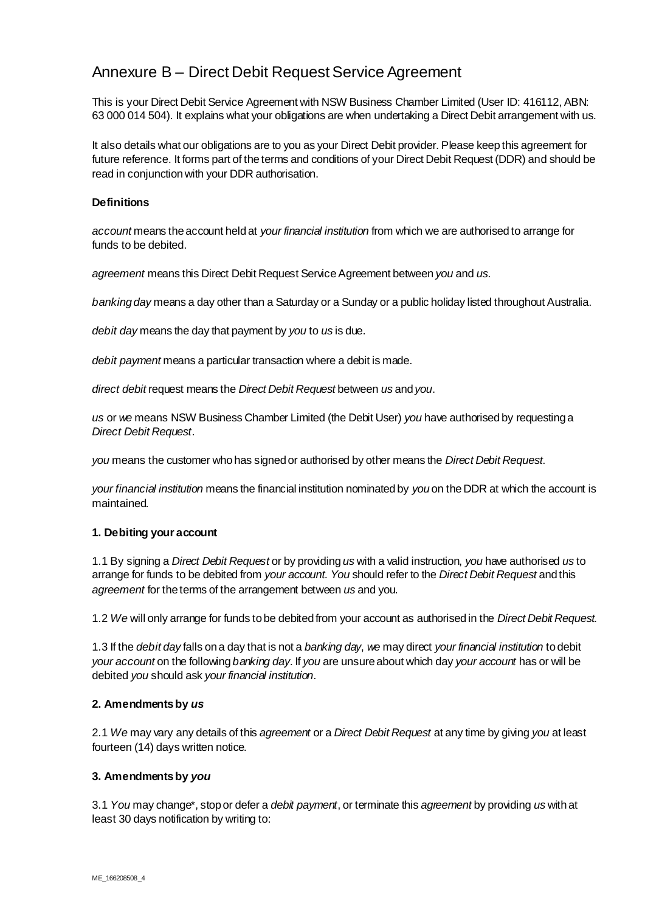# Annexure B – Direct Debit Request Service Agreement

This is your Direct Debit Service Agreement with NSW Business Chamber Limited (User ID: 416112, ABN: 63 000 014 504). It explains what your obligations are when undertaking a Direct Debit arrangement with us.

It also details what our obligations are to you as your Direct Debit provider. Please keep this agreement for future reference. It forms part of the terms and conditions of your Direct Debit Request (DDR) and should be read in conjunction with your DDR authorisation.

**Definitions**

*account* means the account held at *your financial institution* from which we are authorised to arrange for funds to be debited.

*agreement* means this Direct Debit Request Service Agreement between *you* and *us*.

*banking day* means a day other than a Saturday or a Sunday or a public holiday listed throughout Australia.

*debit day* means the day that payment by *you* to *us* is due.

*debit payment* means a particular transaction where a debit is made.

*direct debit* request means the *Direct Debit Request* between *us* and *you*.

*us* or *we* means NSW Business Chamber Limited (the Debit User) *you* have authorised by requesting a *Direct Debit Request*.

*you* means the customer who has signed or authorised by other means the *Direct Debit Request*.

*your financial institution* means the financial institution nominated by *you* on the DDR at which the account is maintained.

**1. Debiting your account**

1.1 By signing a *Direct Debit Request* or by providing *us* with a valid instruction, *you* have authorised *us* to arrange for funds to be debited from *your account*. *You* should refer to the *Direct Debit Request* and this *agreement* for the terms of the arrangement between *us* and you.

1.2 *We* will only arrange for funds to be debited from your account as authorised in the *Direct Debit Request.*

1.3 If the *debit day* falls on a day that is not a *banking day*, *we* may direct *your financial institution* to debit *your account* on the following *banking day*. If *you* are unsure about which day *your account* has or will be debited *you* should ask *your financial institution*.

**2. Amendments by *us***

2.1 *We* may vary any details of this *agreement* or a *Direct Debit Request* at any time by giving *you* at least fourteen (14) days written notice.

**3. Amendments by *you***

3.1 *You* may change*, stop or defer a *debit payment*, or terminate this *agreement* by providing *us* with at least 30 days notification by writing to: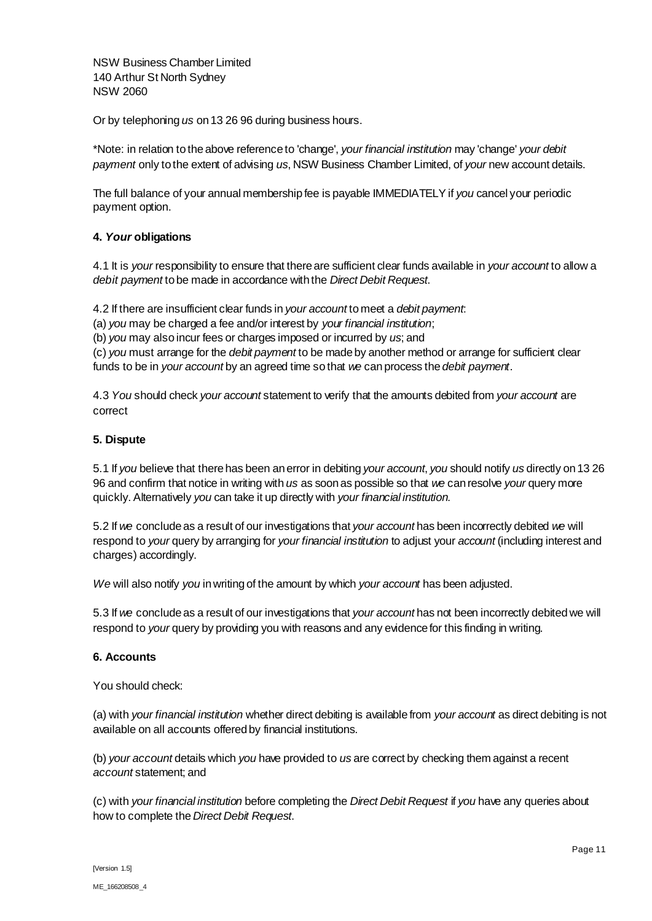NSW Business Chamber Limited
140 Arthur St North Sydney
NSW 2060

Or by telephoning *us* on 13 26 96 during business hours.

*Note: in relation to the above reference to 'change', *your financial institution* may 'change' *your debit payment* only to the extent of advising *us*, NSW Business Chamber Limited, of *your* new account details.

The full balance of your annual membership fee is payable IMMEDIATELY if *you* cancel your periodic payment option.

**4. *Your* obligations**

4.1 It is *your* responsibility to ensure that there are sufficient clear funds available in *your account* to allow a *debit payment* to be made in accordance with the *Direct Debit Request*.

4.2 If there are insufficient clear funds in *your account* to meet a *debit payment*:
(a) *you* may be charged a fee and/or interest by *your financial institution*;
(b) *you* may also incur fees or charges imposed or incurred by *us*; and
(c) *you* must arrange for the *debit payment* to be made by another method or arrange for sufficient clear funds to be in *your account* by an agreed time so that *we* can process the *debit payment*.

4.3 *You* should check *your account* statement to verify that the amounts debited from *your account* are correct

**5. Dispute**

5.1 If *you* believe that there has been an error in debiting *your account*, *you* should notify *us* directly on 13 26 96 and confirm that notice in writing with *us* as soon as possible so that *we* can resolve *your* query more quickly. Alternatively *you* can take it up directly with *your financial institution.*

5.2 If *we* conclude as a result of our investigations that *your account* has been incorrectly debited *we* will respond to *your* query by arranging for *your financial institution* to adjust your *account* (including interest and charges) accordingly.

*We* will also notify *you* in writing of the amount by which *your account* has been adjusted.

5.3 If *we* conclude as a result of our investigations that *your account* has not been incorrectly debited we will respond to *your* query by providing you with reasons and any evidence for this finding in writing.

**6. Accounts**

You should check:

(a) with *your financial institution* whether direct debiting is available from *your account* as direct debiting is not available on all accounts offered by financial institutions.

(b) *your account* details which *you* have provided to *us* are correct by checking them against a recent *account* statement; and

(c) with *your financial institution* before completing the *Direct Debit Request* if *you* have any queries about how to complete the *Direct Debit Request*.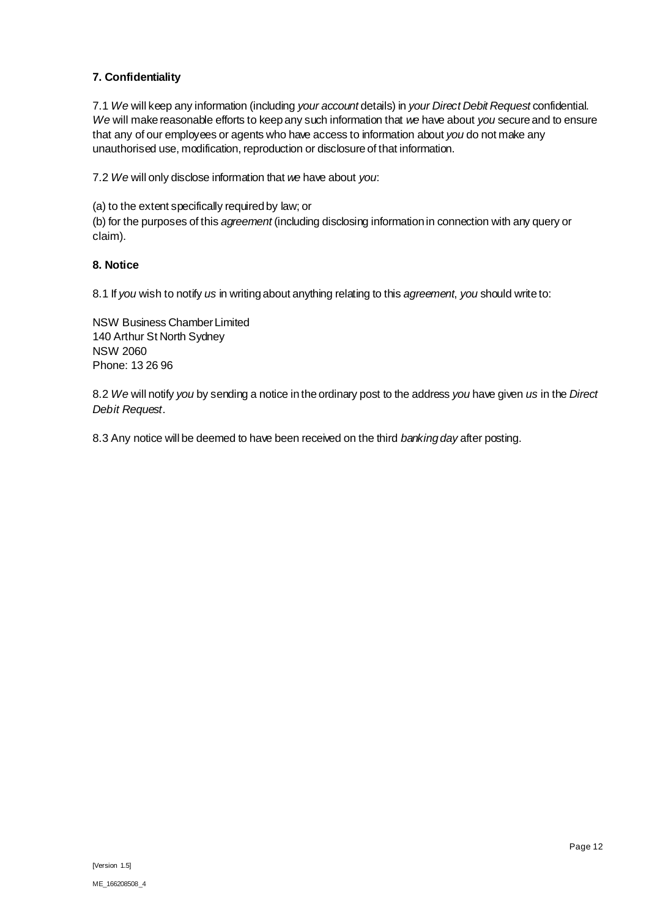**7. Confidentiality**

7.1 *We* will keep any information (including *your account* details) in *your Direct Debit Request* confidential. *We* will make reasonable efforts to keep any such information that *we* have about *you* secure and to ensure that any of our employees or agents who have access to information about *you* do not make any unauthorised use, modification, reproduction or disclosure of that information.

7.2 *We* will only disclose information that *we* have about *you*:

(a) to the extent specifically required by law; or
(b) for the purposes of this *agreement* (including disclosing information in connection with any query or claim).

**8. Notice**

8.1 If *you* wish to notify *us* in writing about anything relating to this *agreement*, *you* should write to:

NSW Business Chamber Limited
140 Arthur St North Sydney
NSW 2060
Phone: 13 26 96

8.2 *We* will notify *you* by sending a notice in the ordinary post to the address *you* have given *us* in the *Direct Debit Request*.

8.3 Any notice will be deemed to have been received on the third *banking day* after posting.

[Version 1.5]

ME_166208508_4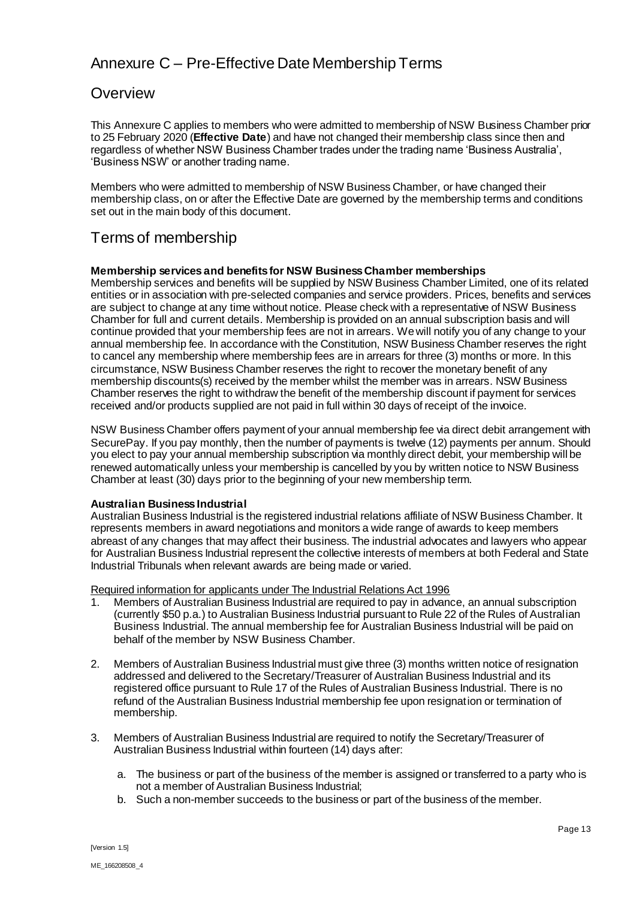# Annexure C – Pre-Effective Date Membership Terms

## Overview

This Annexure C applies to members who were admitted to membership of NSW Business Chamber prior to 25 February 2020 (**Effective Date**) and have not changed their membership class since then and regardless of whether NSW Business Chamber trades under the trading name 'Business Australia', 'Business NSW' or another trading name.

Members who were admitted to membership of NSW Business Chamber, or have changed their membership class, on or after the Effective Date are governed by the membership terms and conditions set out in the main body of this document.

## Terms of membership

**Membership services and benefits for NSW Business Chamber memberships**

Membership services and benefits will be supplied by NSW Business Chamber Limited, one of its related entities or in association with pre-selected companies and service providers. Prices, benefits and services are subject to change at any time without notice. Please check with a representative of NSW Business Chamber for full and current details. Membership is provided on an annual subscription basis and will continue provided that your membership fees are not in arrears. We will notify you of any change to your annual membership fee. In accordance with the Constitution, NSW Business Chamber reserves the right to cancel any membership where membership fees are in arrears for three (3) months or more. In this circumstance, NSW Business Chamber reserves the right to recover the monetary benefit of any membership discounts(s) received by the member whilst the member was in arrears. NSW Business Chamber reserves the right to withdraw the benefit of the membership discount if payment for services received and/or products supplied are not paid in full within 30 days of receipt of the invoice.

NSW Business Chamber offers payment of your annual membership fee via direct debit arrangement with SecurePay. If you pay monthly, then the number of payments is twelve (12) payments per annum. Should you elect to pay your annual membership subscription via monthly direct debit, your membership will be renewed automatically unless your membership is cancelled by you by written notice to NSW Business Chamber at least (30) days prior to the beginning of your new membership term.

**Australian Business Industrial**

Australian Business Industrial is the registered industrial relations affiliate of NSW Business Chamber. It represents members in award negotiations and monitors a wide range of awards to keep members abreast of any changes that may affect their business. The industrial advocates and lawyers who appear for Australian Business Industrial represent the collective interests of members at both Federal and State Industrial Tribunals when relevant awards are being made or varied.

Required information for applicants under The Industrial Relations Act 1996

1. Members of Australian Business Industrial are required to pay in advance, an annual subscription (currently $50 p.a.) to Australian Business Industrial pursuant to Rule 22 of the Rules of Australian Business Industrial. The annual membership fee for Australian Business Industrial will be paid on behalf of the member by NSW Business Chamber.

2. Members of Australian Business Industrial must give three (3) months written notice of resignation addressed and delivered to the Secretary/Treasurer of Australian Business Industrial and its registered office pursuant to Rule 17 of the Rules of Australian Business Industrial. There is no refund of the Australian Business Industrial membership fee upon resignation or termination of membership.

3. Members of Australian Business Industrial are required to notify the Secretary/Treasurer of Australian Business Industrial within fourteen (14) days after:

   a. The business or part of the business of the member is assigned or transferred to a party who is not a member of Australian Business Industrial;
   b. Such a non-member succeeds to the business or part of the business of the member.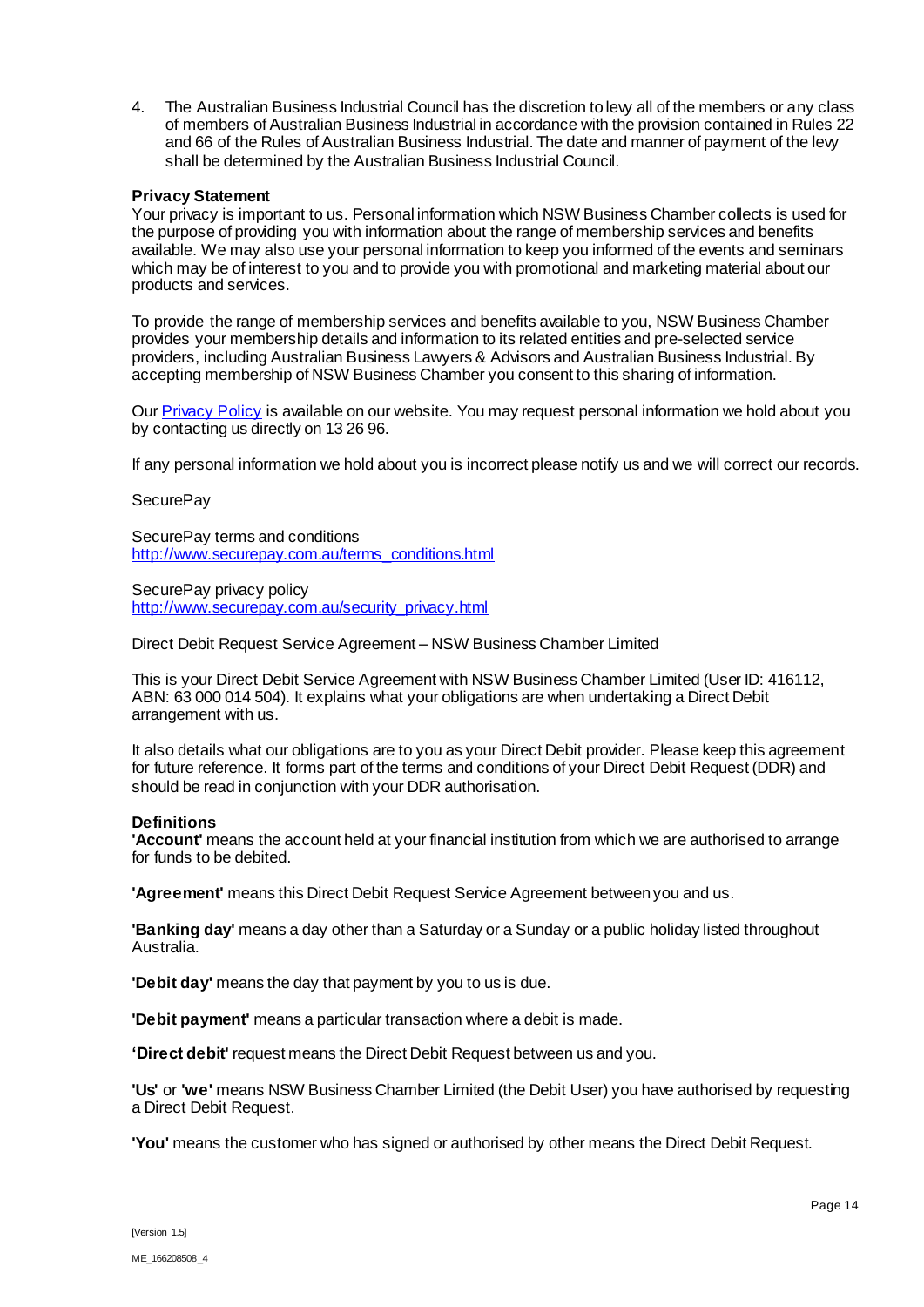4. The Australian Business Industrial Council has the discretion to levy all of the members or any class of members of Australian Business Industrial in accordance with the provision contained in Rules 22 and 66 of the Rules of Australian Business Industrial. The date and manner of payment of the levy shall be determined by the Australian Business Industrial Council.

**Privacy Statement**

Your privacy is important to us. Personal information which NSW Business Chamber collects is used for the purpose of providing you with information about the range of membership services and benefits available. We may also use your personal information to keep you informed of the events and seminars which may be of interest to you and to provide you with promotional and marketing material about our products and services.

To provide the range of membership services and benefits available to you, NSW Business Chamber provides your membership details and information to its related entities and pre-selected service providers, including Australian Business Lawyers & Advisors and Australian Business Industrial. By accepting membership of NSW Business Chamber you consent to this sharing of information.

Our Privacy Policy is available on our website. You may request personal information we hold about you by contacting us directly on 13 26 96.

If any personal information we hold about you is incorrect please notify us and we will correct our records.

SecurePay

SecurePay terms and conditions
http://www.securepay.com.au/terms_conditions.html

SecurePay privacy policy
http://www.securepay.com.au/security_privacy.html

Direct Debit Request Service Agreement – NSW Business Chamber Limited

This is your Direct Debit Service Agreement with NSW Business Chamber Limited (User ID: 416112, ABN: 63 000 014 504). It explains what your obligations are when undertaking a Direct Debit arrangement with us.

It also details what our obligations are to you as your Direct Debit provider. Please keep this agreement for future reference. It forms part of the terms and conditions of your Direct Debit Request (DDR) and should be read in conjunction with your DDR authorisation.

**Definitions**

**'Account'** means the account held at your financial institution from which we are authorised to arrange for funds to be debited.

**'Agreement'** means this Direct Debit Request Service Agreement between you and us.

**'Banking day'** means a day other than a Saturday or a Sunday or a public holiday listed throughout Australia.

**'Debit day'** means the day that payment by you to us is due.

**'Debit payment'** means a particular transaction where a debit is made.

**'Direct debit'** request means the Direct Debit Request between us and you.

**'Us'** or **'we'** means NSW Business Chamber Limited (the Debit User) you have authorised by requesting a Direct Debit Request.

**'You'** means the customer who has signed or authorised by other means the Direct Debit Request.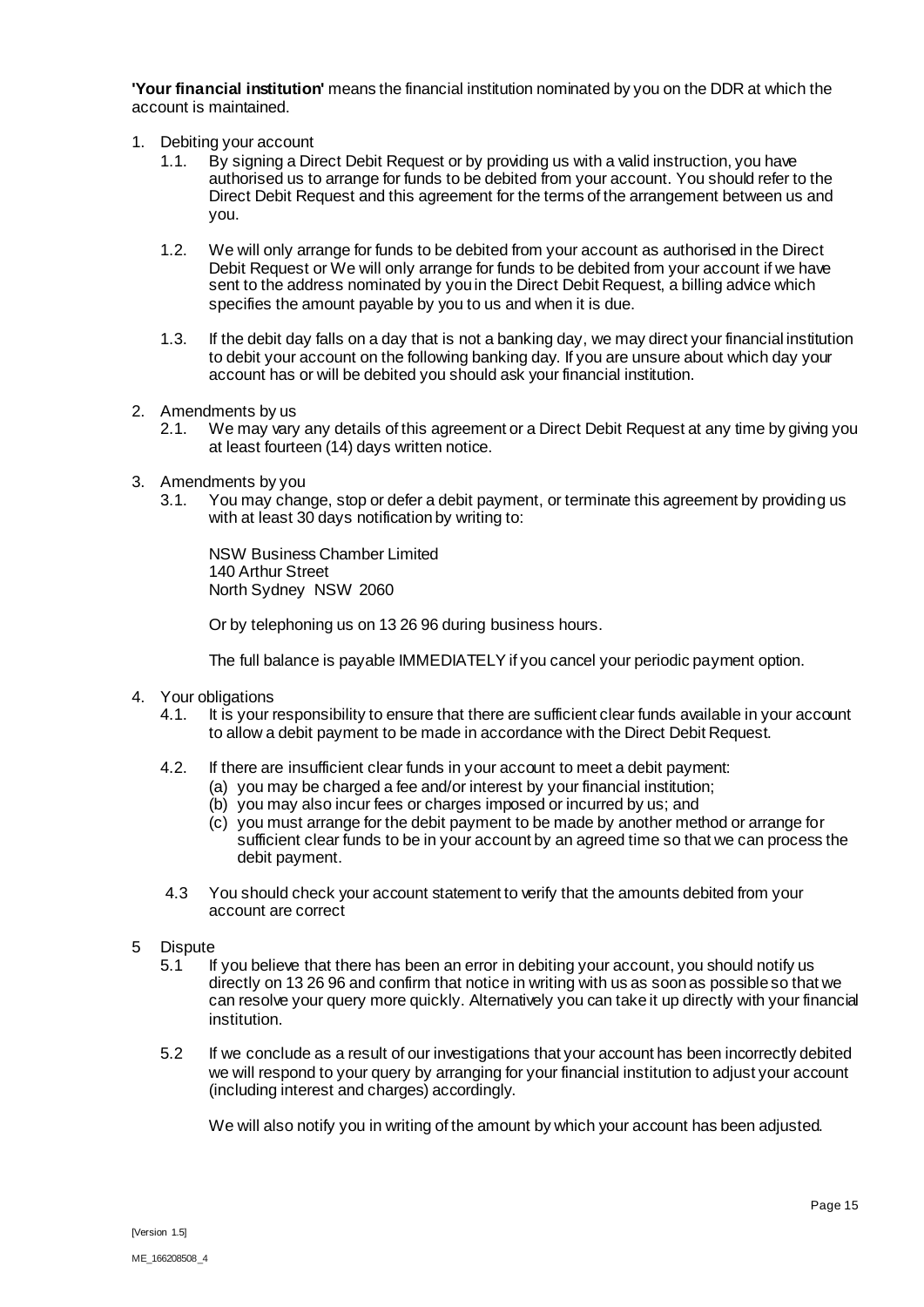**'Your financial institution'** means the financial institution nominated by you on the DDR at which the account is maintained.

1. Debiting your account
   1.1. By signing a Direct Debit Request or by providing us with a valid instruction, you have authorised us to arrange for funds to be debited from your account. You should refer to the Direct Debit Request and this agreement for the terms of the arrangement between us and you.

   1.2. We will only arrange for funds to be debited from your account as authorised in the Direct Debit Request or We will only arrange for funds to be debited from your account if we have sent to the address nominated by you in the Direct Debit Request, a billing advice which specifies the amount payable by you to us and when it is due.

   1.3. If the debit day falls on a day that is not a banking day, we may direct your financial institution to debit your account on the following banking day. If you are unsure about which day your account has or will be debited you should ask your financial institution.

2. Amendments by us
   2.1. We may vary any details of this agreement or a Direct Debit Request at any time by giving you at least fourteen (14) days written notice.

3. Amendments by you
   3.1. You may change, stop or defer a debit payment, or terminate this agreement by providing us with at least 30 days notification by writing to:

   NSW Business Chamber Limited
   140 Arthur Street
   North Sydney NSW 2060

   Or by telephoning us on 13 26 96 during business hours.

   The full balance is payable IMMEDIATELY if you cancel your periodic payment option.

4. Your obligations
   4.1. It is your responsibility to ensure that there are sufficient clear funds available in your account to allow a debit payment to be made in accordance with the Direct Debit Request.

   4.2. If there are insufficient clear funds in your account to meet a debit payment:
      (a) you may be charged a fee and/or interest by your financial institution;
      (b) you may also incur fees or charges imposed or incurred by us; and
      (c) you must arrange for the debit payment to be made by another method or arrange for sufficient clear funds to be in your account by an agreed time so that we can process the debit payment.

   4.3 You should check your account statement to verify that the amounts debited from your account are correct

5 Dispute
   5.1 If you believe that there has been an error in debiting your account, you should notify us directly on 13 26 96 and confirm that notice in writing with us as soon as possible so that we can resolve your query more quickly. Alternatively you can take it up directly with your financial institution.

   5.2 If we conclude as a result of our investigations that your account has been incorrectly debited we will respond to your query by arranging for your financial institution to adjust your account (including interest and charges) accordingly.

   We will also notify you in writing of the amount by which your account has been adjusted.

[Version 1.5]

ME_166208508_4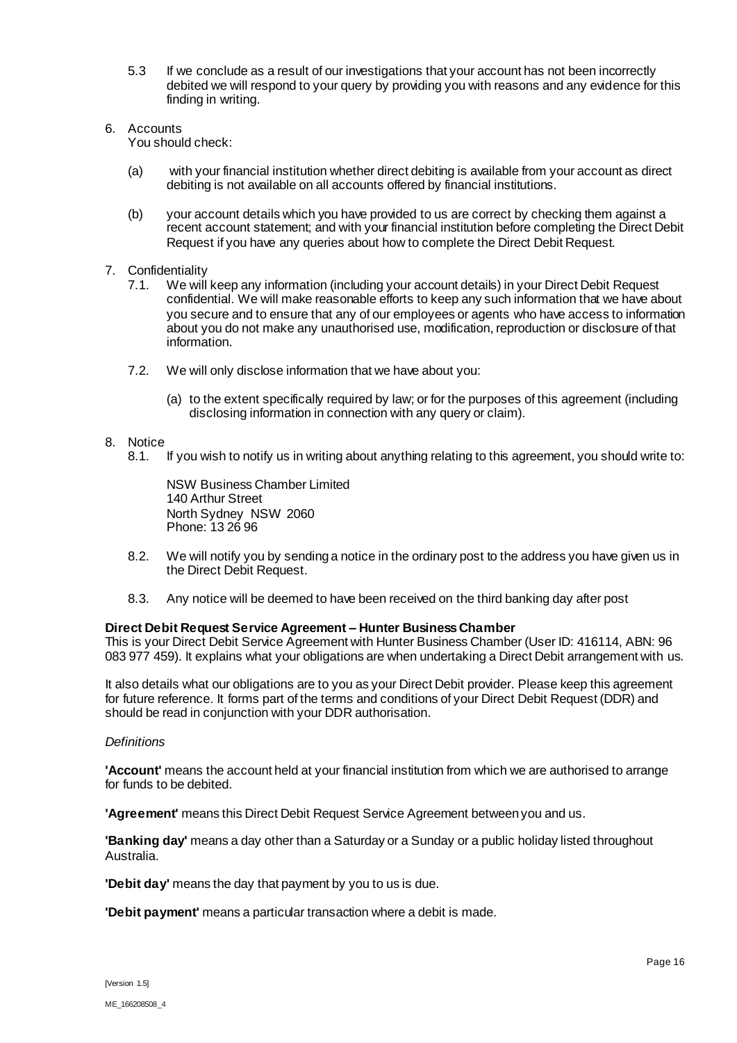5.3 If we conclude as a result of our investigations that your account has not been incorrectly debited we will respond to your query by providing you with reasons and any evidence for this finding in writing.

6. Accounts

   You should check:

   (a) with your financial institution whether direct debiting is available from your account as direct debiting is not available on all accounts offered by financial institutions.

   (b) your account details which you have provided to us are correct by checking them against a recent account statement; and with your financial institution before completing the Direct Debit Request if you have any queries about how to complete the Direct Debit Request.

7. Confidentiality

   7.1. We will keep any information (including your account details) in your Direct Debit Request confidential. We will make reasonable efforts to keep any such information that we have about you secure and to ensure that any of our employees or agents who have access to information about you do not make any unauthorised use, modification, reproduction or disclosure of that information.

   7.2. We will only disclose information that we have about you:

   (a) to the extent specifically required by law; or for the purposes of this agreement (including disclosing information in connection with any query or claim).

8. Notice

   8.1. If you wish to notify us in writing about anything relating to this agreement, you should write to:

   NSW Business Chamber Limited
   140 Arthur Street
   North Sydney NSW 2060
   Phone: 13 26 96

   8.2. We will notify you by sending a notice in the ordinary post to the address you have given us in the Direct Debit Request.

   8.3. Any notice will be deemed to have been received on the third banking day after post

**Direct Debit Request Service Agreement – Hunter Business Chamber**

This is your Direct Debit Service Agreement with Hunter Business Chamber (User ID: 416114, ABN: 96 083 977 459). It explains what your obligations are when undertaking a Direct Debit arrangement with us.

It also details what our obligations are to you as your Direct Debit provider. Please keep this agreement for future reference. It forms part of the terms and conditions of your Direct Debit Request (DDR) and should be read in conjunction with your DDR authorisation.

*Definitions*

**'Account'** means the account held at your financial institution from which we are authorised to arrange for funds to be debited.

**'Agreement'** means this Direct Debit Request Service Agreement between you and us.

**'Banking day'** means a day other than a Saturday or a Sunday or a public holiday listed throughout Australia.

**'Debit day'** means the day that payment by you to us is due.

**'Debit payment'** means a particular transaction where a debit is made.

[Version 1.5]

ME_166208508_4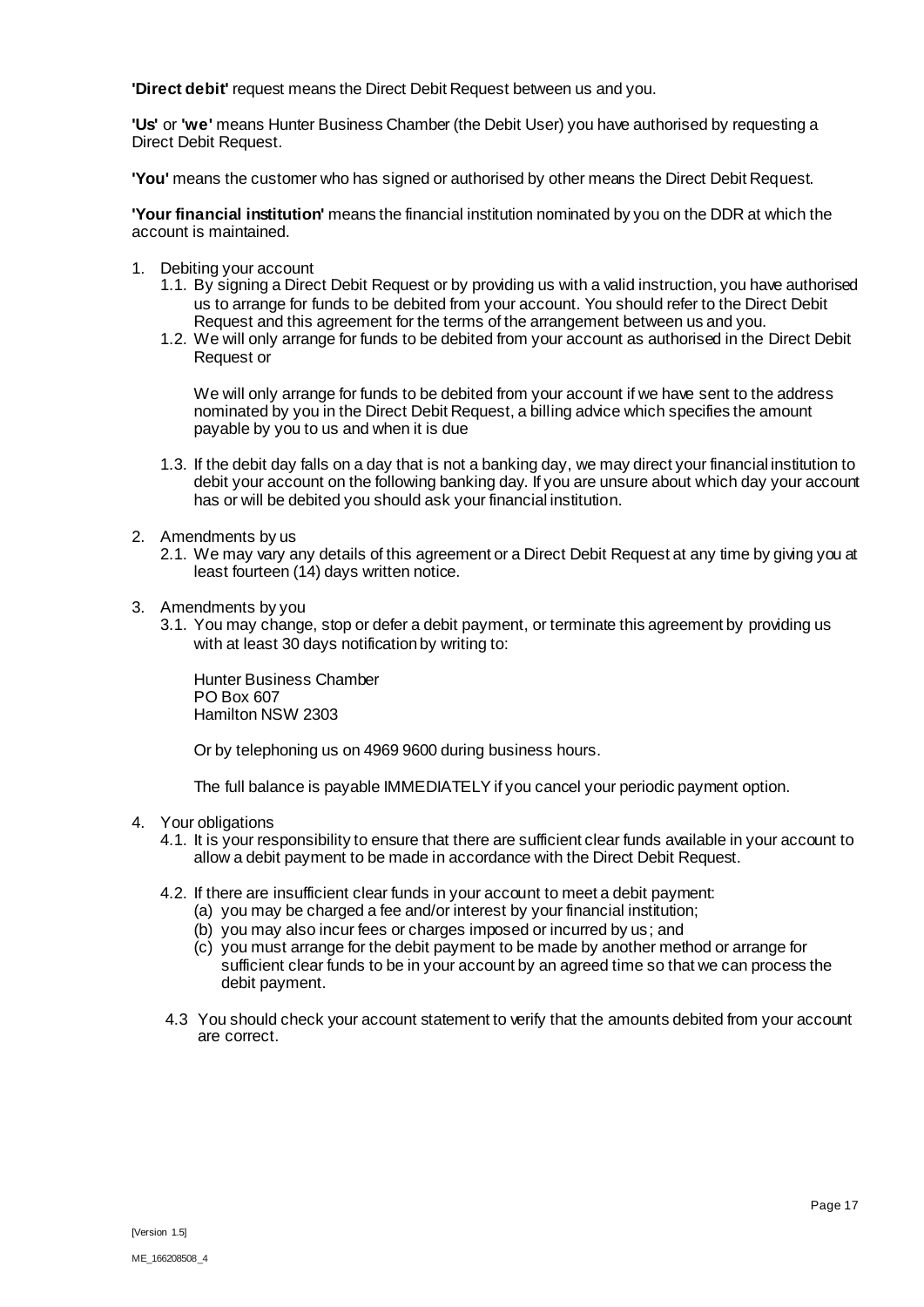**'Direct debit'** request means the Direct Debit Request between us and you.

**'Us'** or **'we'** means Hunter Business Chamber (the Debit User) you have authorised by requesting a Direct Debit Request.

**'You'** means the customer who has signed or authorised by other means the Direct Debit Request.

**'Your financial institution'** means the financial institution nominated by you on the DDR at which the account is maintained.

1. Debiting your account
   1.1. By signing a Direct Debit Request or by providing us with a valid instruction, you have authorised us to arrange for funds to be debited from your account. You should refer to the Direct Debit Request and this agreement for the terms of the arrangement between us and you.
   1.2. We will only arrange for funds to be debited from your account as authorised in the Direct Debit Request or

      We will only arrange for funds to be debited from your account if we have sent to the address nominated by you in the Direct Debit Request, a billing advice which specifies the amount payable by you to us and when it is due

   1.3. If the debit day falls on a day that is not a banking day, we may direct your financial institution to debit your account on the following banking day. If you are unsure about which day your account has or will be debited you should ask your financial institution.

2. Amendments by us
   2.1. We may vary any details of this agreement or a Direct Debit Request at any time by giving you at least fourteen (14) days written notice.

3. Amendments by you
   3.1. You may change, stop or defer a debit payment, or terminate this agreement by providing us with at least 30 days notification by writing to:

      Hunter Business Chamber
      PO Box 607
      Hamilton NSW 2303

      Or by telephoning us on 4969 9600 during business hours.

      The full balance is payable IMMEDIATELY if you cancel your periodic payment option.

4. Your obligations
   4.1. It is your responsibility to ensure that there are sufficient clear funds available in your account to allow a debit payment to be made in accordance with the Direct Debit Request.

   4.2. If there are insufficient clear funds in your account to meet a debit payment:
      (a) you may be charged a fee and/or interest by your financial institution;
      (b) you may also incur fees or charges imposed or incurred by us; and
      (c) you must arrange for the debit payment to be made by another method or arrange for sufficient clear funds to be in your account by an agreed time so that we can process the debit payment.

   4.3 You should check your account statement to verify that the amounts debited from your account are correct.

[Version 1.5]

ME_166208508_4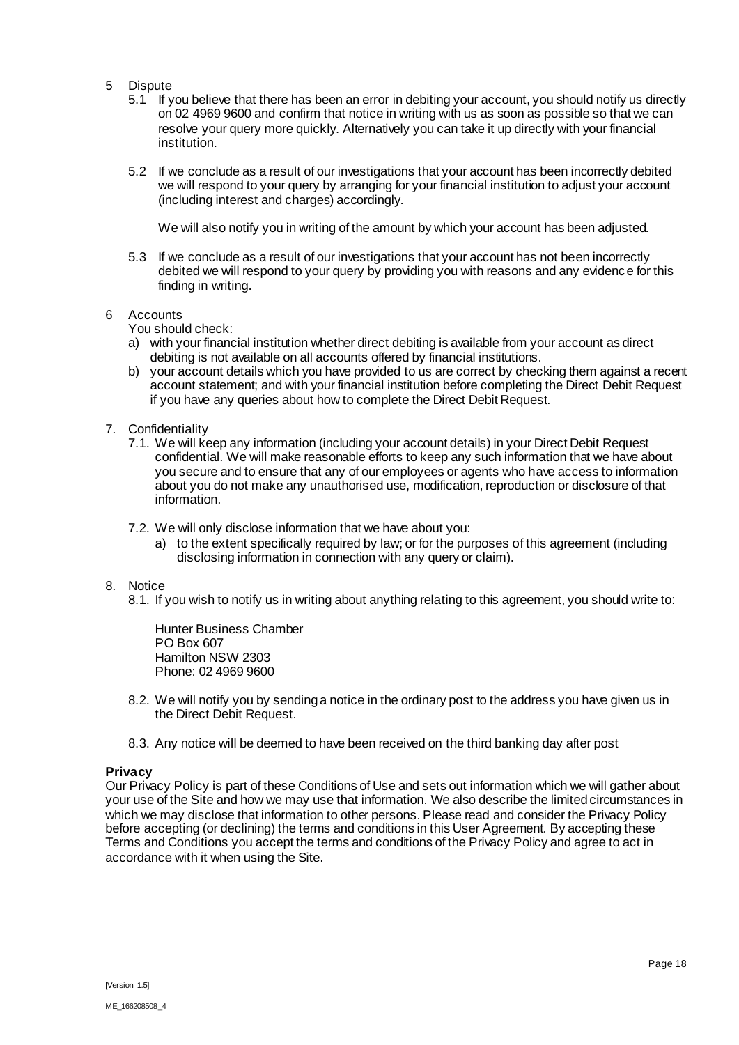5 Dispute

5.1 If you believe that there has been an error in debiting your account, you should notify us directly on 02 4969 9600 and confirm that notice in writing with us as soon as possible so that we can resolve your query more quickly. Alternatively you can take it up directly with your financial institution.

5.2 If we conclude as a result of our investigations that your account has been incorrectly debited we will respond to your query by arranging for your financial institution to adjust your account (including interest and charges) accordingly.

We will also notify you in writing of the amount by which your account has been adjusted.

5.3 If we conclude as a result of our investigations that your account has not been incorrectly debited we will respond to your query by providing you with reasons and any evidence for this finding in writing.

6 Accounts

You should check:

a) with your financial institution whether direct debiting is available from your account as direct debiting is not available on all accounts offered by financial institutions.
b) your account details which you have provided to us are correct by checking them against a recent account statement; and with your financial institution before completing the Direct Debit Request if you have any queries about how to complete the Direct Debit Request.

7. Confidentiality

7.1. We will keep any information (including your account details) in your Direct Debit Request confidential. We will make reasonable efforts to keep any such information that we have about you secure and to ensure that any of our employees or agents who have access to information about you do not make any unauthorised use, modification, reproduction or disclosure of that information.

7.2. We will only disclose information that we have about you:

a) to the extent specifically required by law; or for the purposes of this agreement (including disclosing information in connection with any query or claim).

8. Notice

8.1. If you wish to notify us in writing about anything relating to this agreement, you should write to:

Hunter Business Chamber
PO Box 607
Hamilton NSW 2303
Phone: 02 4969 9600

8.2. We will notify you by sending a notice in the ordinary post to the address you have given us in the Direct Debit Request.

8.3. Any notice will be deemed to have been received on the third banking day after post

**Privacy**

Our Privacy Policy is part of these Conditions of Use and sets out information which we will gather about your use of the Site and how we may use that information. We also describe the limited circumstances in which we may disclose that information to other persons. Please read and consider the Privacy Policy before accepting (or declining) the terms and conditions in this User Agreement. By accepting these Terms and Conditions you accept the terms and conditions of the Privacy Policy and agree to act in accordance with it when using the Site.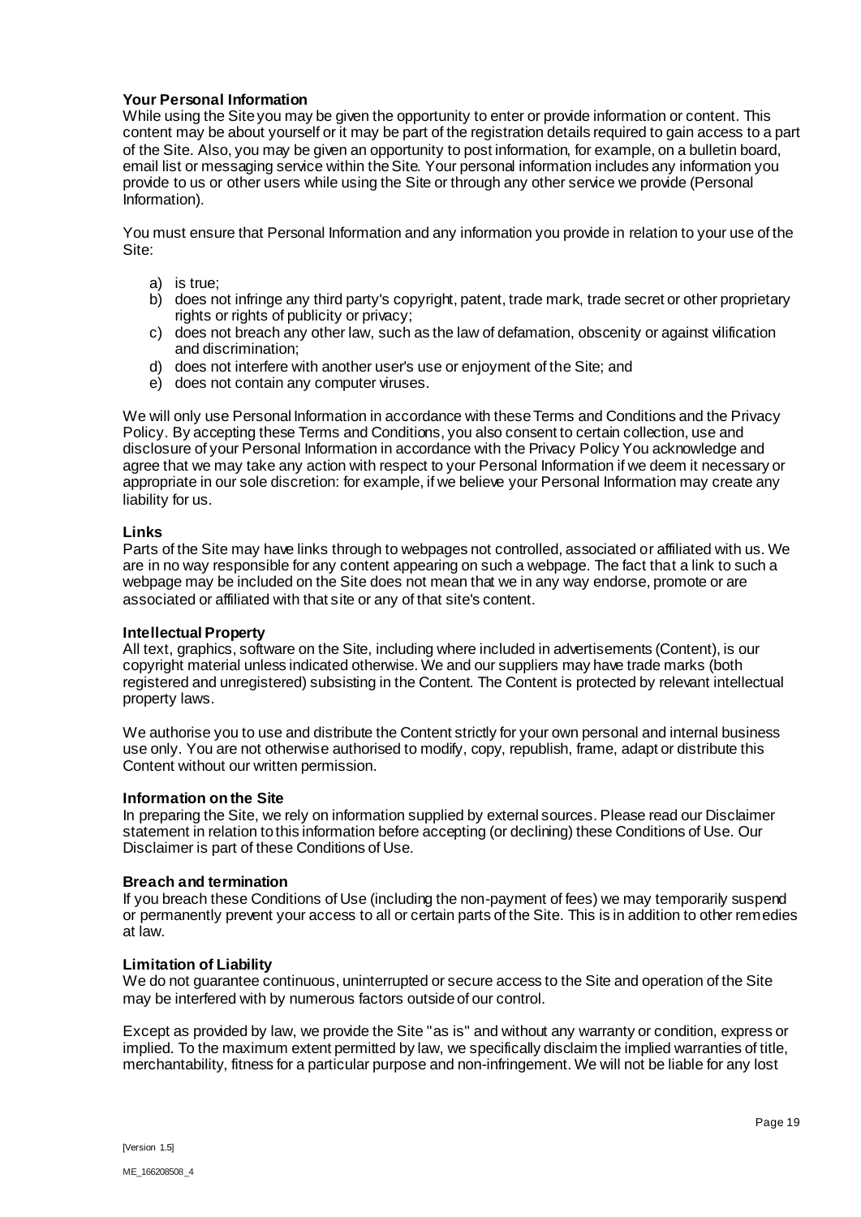**Your Personal Information**

While using the Site you may be given the opportunity to enter or provide information or content. This content may be about yourself or it may be part of the registration details required to gain access to a part of the Site. Also, you may be given an opportunity to post information, for example, on a bulletin board, email list or messaging service within the Site. Your personal information includes any information you provide to us or other users while using the Site or through any other service we provide (Personal Information).

You must ensure that Personal Information and any information you provide in relation to your use of the Site:

a) is true;
b) does not infringe any third party's copyright, patent, trade mark, trade secret or other proprietary rights or rights of publicity or privacy;
c) does not breach any other law, such as the law of defamation, obscenity or against vilification and discrimination;
d) does not interfere with another user's use or enjoyment of the Site; and
e) does not contain any computer viruses.

We will only use Personal Information in accordance with these Terms and Conditions and the Privacy Policy. By accepting these Terms and Conditions, you also consent to certain collection, use and disclosure of your Personal Information in accordance with the Privacy Policy You acknowledge and agree that we may take any action with respect to your Personal Information if we deem it necessary or appropriate in our sole discretion: for example, if we believe your Personal Information may create any liability for us.

**Links**

Parts of the Site may have links through to webpages not controlled, associated or affiliated with us. We are in no way responsible for any content appearing on such a webpage. The fact that a link to such a webpage may be included on the Site does not mean that we in any way endorse, promote or are associated or affiliated with that site or any of that site's content.

**Intellectual Property**

All text, graphics, software on the Site, including where included in advertisements (Content), is our copyright material unless indicated otherwise. We and our suppliers may have trade marks (both registered and unregistered) subsisting in the Content. The Content is protected by relevant intellectual property laws.

We authorise you to use and distribute the Content strictly for your own personal and internal business use only. You are not otherwise authorised to modify, copy, republish, frame, adapt or distribute this Content without our written permission.

**Information on the Site**

In preparing the Site, we rely on information supplied by external sources. Please read our Disclaimer statement in relation to this information before accepting (or declining) these Conditions of Use. Our Disclaimer is part of these Conditions of Use.

**Breach and termination**

If you breach these Conditions of Use (including the non-payment of fees) we may temporarily suspend or permanently prevent your access to all or certain parts of the Site. This is in addition to other remedies at law.

**Limitation of Liability**

We do not guarantee continuous, uninterrupted or secure access to the Site and operation of the Site may be interfered with by numerous factors outside of our control.

Except as provided by law, we provide the Site "as is" and without any warranty or condition, express or implied. To the maximum extent permitted by law, we specifically disclaim the implied warranties of title, merchantability, fitness for a particular purpose and non-infringement. We will not be liable for any lost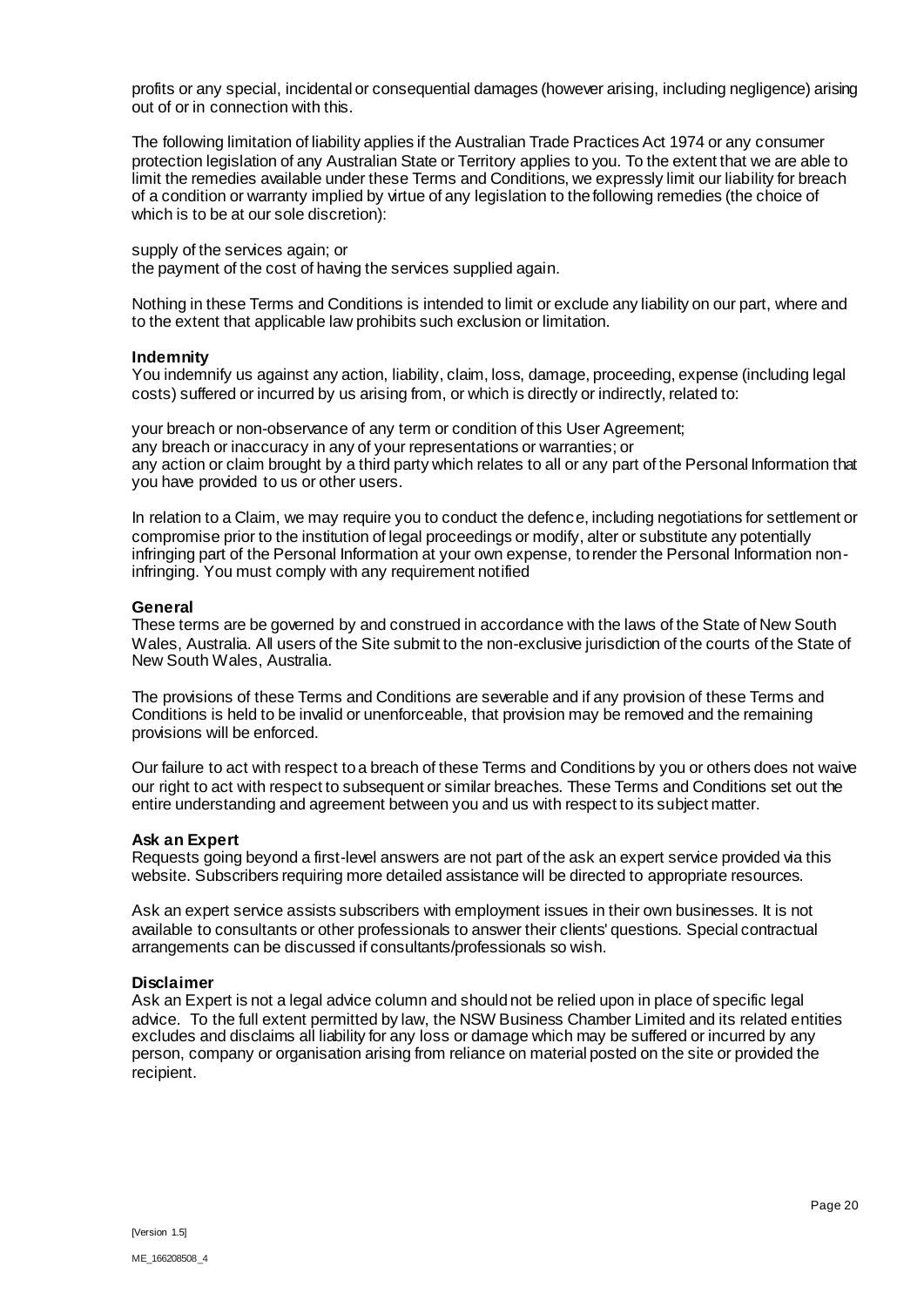profits or any special, incidental or consequential damages (however arising, including negligence) arising out of or in connection with this.

The following limitation of liability applies if the Australian Trade Practices Act 1974 or any consumer protection legislation of any Australian State or Territory applies to you. To the extent that we are able to limit the remedies available under these Terms and Conditions, we expressly limit our liability for breach of a condition or warranty implied by virtue of any legislation to the following remedies (the choice of which is to be at our sole discretion):

supply of the services again; or
the payment of the cost of having the services supplied again.

Nothing in these Terms and Conditions is intended to limit or exclude any liability on our part, where and to the extent that applicable law prohibits such exclusion or limitation.

**Indemnity**

You indemnify us against any action, liability, claim, loss, damage, proceeding, expense (including legal costs) suffered or incurred by us arising from, or which is directly or indirectly, related to:

your breach or non-observance of any term or condition of this User Agreement;
any breach or inaccuracy in any of your representations or warranties; or
any action or claim brought by a third party which relates to all or any part of the Personal Information that you have provided to us or other users.

In relation to a Claim, we may require you to conduct the defence, including negotiations for settlement or compromise prior to the institution of legal proceedings or modify, alter or substitute any potentially infringing part of the Personal Information at your own expense, to render the Personal Information non-infringing. You must comply with any requirement notified

**General**

These terms are be governed by and construed in accordance with the laws of the State of New South Wales, Australia. All users of the Site submit to the non-exclusive jurisdiction of the courts of the State of New South Wales, Australia.

The provisions of these Terms and Conditions are severable and if any provision of these Terms and Conditions is held to be invalid or unenforceable, that provision may be removed and the remaining provisions will be enforced.

Our failure to act with respect to a breach of these Terms and Conditions by you or others does not waive our right to act with respect to subsequent or similar breaches. These Terms and Conditions set out the entire understanding and agreement between you and us with respect to its subject matter.

**Ask an Expert**

Requests going beyond a first-level answers are not part of the ask an expert service provided via this website. Subscribers requiring more detailed assistance will be directed to appropriate resources.

Ask an expert service assists subscribers with employment issues in their own businesses. It is not available to consultants or other professionals to answer their clients' questions. Special contractual arrangements can be discussed if consultants/professionals so wish.

**Disclaimer**

Ask an Expert is not a legal advice column and should not be relied upon in place of specific legal advice. To the full extent permitted by law, the NSW Business Chamber Limited and its related entities excludes and disclaims all liability for any loss or damage which may be suffered or incurred by any person, company or organisation arising from reliance on material posted on the site or provided the recipient.

[Version 1.5]

ME_166208508_4